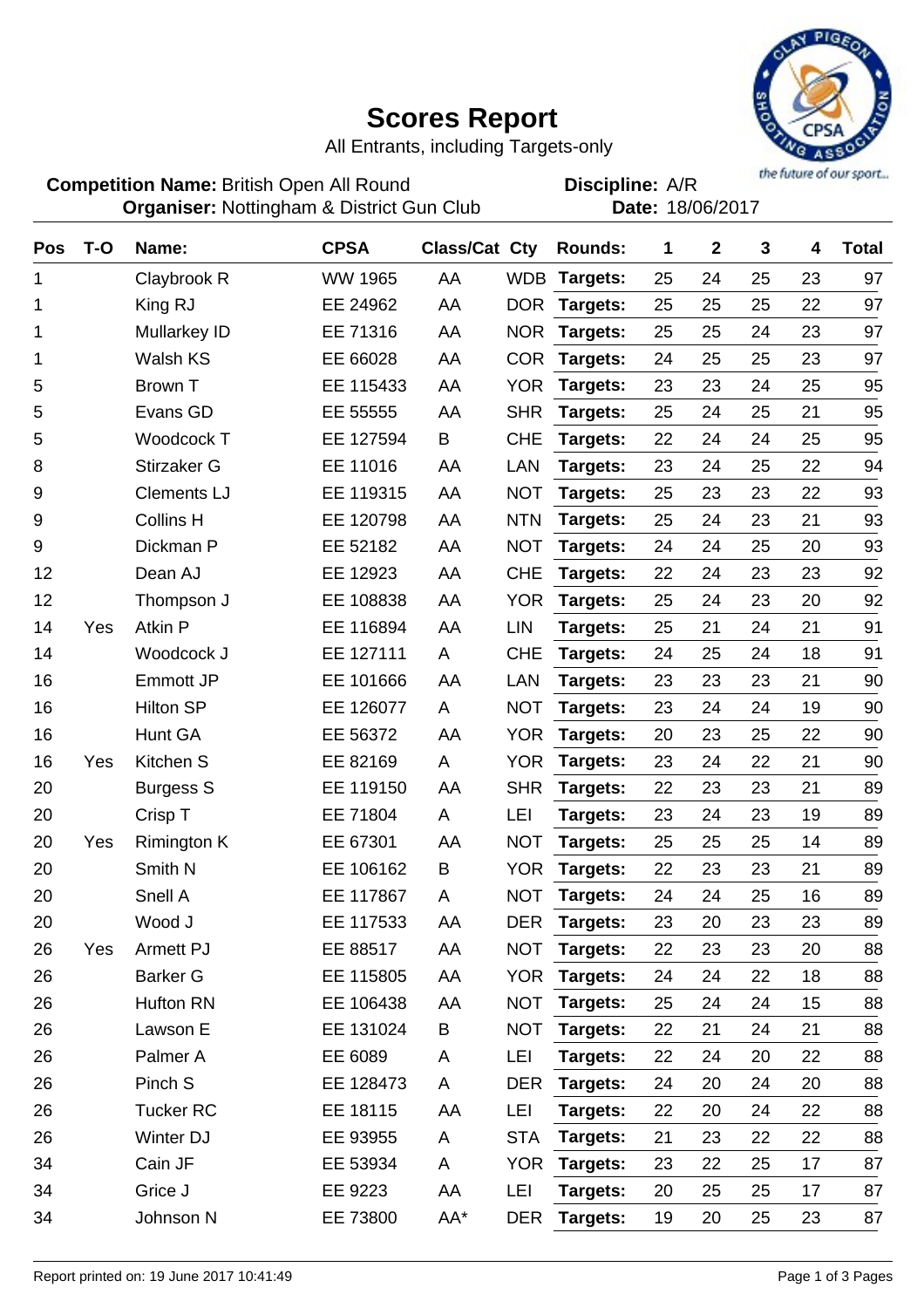# Scores Report

All Entrants, including Targets-only

**Competition Name:** British Open All Round
**Organiser:** Nottingham & District Gun Club

**Discipline:** A/R
**Date:** 18/06/2017

| Pos | T-O | Name: | CPSA | Class/Cat | Cty | Rounds: | 1 | 2 | 3 | 4 | Total |
|---|---|---|---|---|---|---|---|---|---|---|---|
| 1 | | Claybrook R | WW 1965 | AA | WDB | Targets: | 25 | 24 | 25 | 23 | 97 |
| 1 | | King RJ | EE 24962 | AA | DOR | Targets: | 25 | 25 | 25 | 22 | 97 |
| 1 | | Mullarkey ID | EE 71316 | AA | NOR | Targets: | 25 | 25 | 24 | 23 | 97 |
| 1 | | Walsh KS | EE 66028 | AA | COR | Targets: | 24 | 25 | 25 | 23 | 97 |
| 5 | | Brown T | EE 115433 | AA | YOR | Targets: | 23 | 23 | 24 | 25 | 95 |
| 5 | | Evans GD | EE 55555 | AA | SHR | Targets: | 25 | 24 | 25 | 21 | 95 |
| 5 | | Woodcock T | EE 127594 | B | CHE | Targets: | 22 | 24 | 24 | 25 | 95 |
| 8 | | Stirzaker G | EE 11016 | AA | LAN | Targets: | 23 | 24 | 25 | 22 | 94 |
| 9 | | Clements LJ | EE 119315 | AA | NOT | Targets: | 25 | 23 | 23 | 22 | 93 |
| 9 | | Collins H | EE 120798 | AA | NTN | Targets: | 25 | 24 | 23 | 21 | 93 |
| 9 | | Dickman P | EE 52182 | AA | NOT | Targets: | 24 | 24 | 25 | 20 | 93 |
| 12 | | Dean AJ | EE 12923 | AA | CHE | Targets: | 22 | 24 | 23 | 23 | 92 |
| 12 | | Thompson J | EE 108838 | AA | YOR | Targets: | 25 | 24 | 23 | 20 | 92 |
| 14 | Yes | Atkin P | EE 116894 | AA | LIN | Targets: | 25 | 21 | 24 | 21 | 91 |
| 14 | | Woodcock J | EE 127111 | A | CHE | Targets: | 24 | 25 | 24 | 18 | 91 |
| 16 | | Emmott JP | EE 101666 | AA | LAN | Targets: | 23 | 23 | 23 | 21 | 90 |
| 16 | | Hilton SP | EE 126077 | A | NOT | Targets: | 23 | 24 | 24 | 19 | 90 |
| 16 | | Hunt GA | EE 56372 | AA | YOR | Targets: | 20 | 23 | 25 | 22 | 90 |
| 16 | Yes | Kitchen S | EE 82169 | A | YOR | Targets: | 23 | 24 | 22 | 21 | 90 |
| 20 | | Burgess S | EE 119150 | AA | SHR | Targets: | 22 | 23 | 23 | 21 | 89 |
| 20 | | Crisp T | EE 71804 | A | LEI | Targets: | 23 | 24 | 23 | 19 | 89 |
| 20 | Yes | Rimington K | EE 67301 | AA | NOT | Targets: | 25 | 25 | 25 | 14 | 89 |
| 20 | | Smith N | EE 106162 | B | YOR | Targets: | 22 | 23 | 23 | 21 | 89 |
| 20 | | Snell A | EE 117867 | A | NOT | Targets: | 24 | 24 | 25 | 16 | 89 |
| 20 | | Wood J | EE 117533 | AA | DER | Targets: | 23 | 20 | 23 | 23 | 89 |
| 26 | Yes | Armett PJ | EE 88517 | AA | NOT | Targets: | 22 | 23 | 23 | 20 | 88 |
| 26 | | Barker G | EE 115805 | AA | YOR | Targets: | 24 | 24 | 22 | 18 | 88 |
| 26 | | Hufton RN | EE 106438 | AA | NOT | Targets: | 25 | 24 | 24 | 15 | 88 |
| 26 | | Lawson E | EE 131024 | B | NOT | Targets: | 22 | 21 | 24 | 21 | 88 |
| 26 | | Palmer A | EE 6089 | A | LEI | Targets: | 22 | 24 | 20 | 22 | 88 |
| 26 | | Pinch S | EE 128473 | A | DER | Targets: | 24 | 20 | 24 | 20 | 88 |
| 26 | | Tucker RC | EE 18115 | AA | LEI | Targets: | 22 | 20 | 24 | 22 | 88 |
| 26 | | Winter DJ | EE 93955 | A | STA | Targets: | 21 | 23 | 22 | 22 | 88 |
| 34 | | Cain JF | EE 53934 | A | YOR | Targets: | 23 | 22 | 25 | 17 | 87 |
| 34 | | Grice J | EE 9223 | AA | LEI | Targets: | 20 | 25 | 25 | 17 | 87 |
| 34 | | Johnson N | EE 73800 | AA* | DER | Targets: | 19 | 20 | 25 | 23 | 87 |

Report printed on: 19 June 2017 10:41:49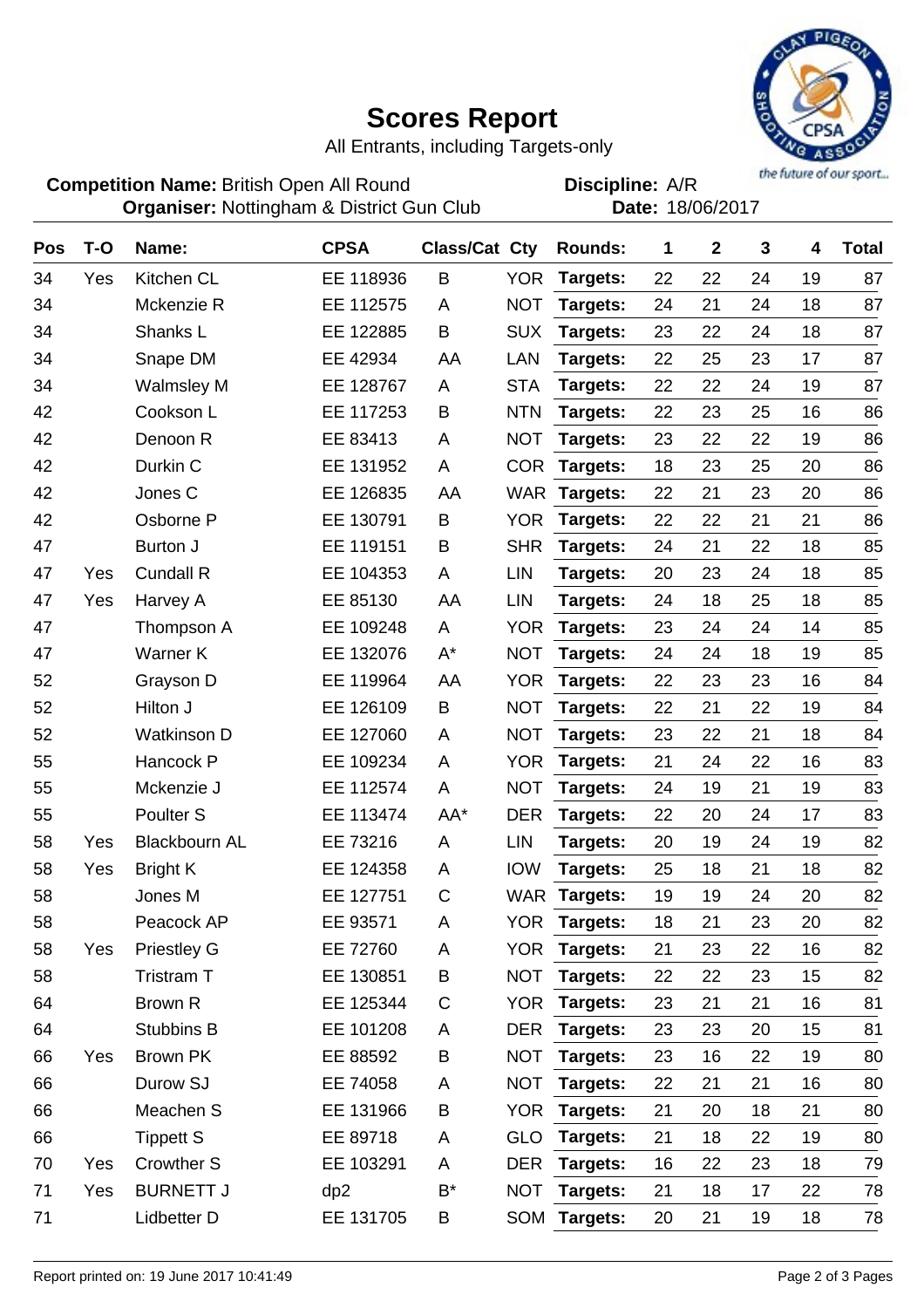# Scores Report

All Entrants, including Targets-only

**Competition Name:** British Open All Round
**Organiser:** Nottingham & District Gun Club

**Discipline:** A/R
**Date:** 18/06/2017

| Pos | T-O | Name: | CPSA | Class/Cat | Cty | Rounds: | 1 | 2 | 3 | 4 | Total |
|---|---|---|---|---|---|---|---|---|---|---|---|
| 34 | Yes | Kitchen CL | EE 118936 | B | YOR | **Targets:** | 22 | 22 | 24 | 19 | 87 |
| 34 | | Mckenzie R | EE 112575 | A | NOT | **Targets:** | 24 | 21 | 24 | 18 | 87 |
| 34 | | Shanks L | EE 122885 | B | SUX | **Targets:** | 23 | 22 | 24 | 18 | 87 |
| 34 | | Snape DM | EE 42934 | AA | LAN | **Targets:** | 22 | 25 | 23 | 17 | 87 |
| 34 | | Walmsley M | EE 128767 | A | STA | **Targets:** | 22 | 22 | 24 | 19 | 87 |
| 42 | | Cookson L | EE 117253 | B | NTN | **Targets:** | 22 | 23 | 25 | 16 | 86 |
| 42 | | Denoon R | EE 83413 | A | NOT | **Targets:** | 23 | 22 | 22 | 19 | 86 |
| 42 | | Durkin C | EE 131952 | A | COR | **Targets:** | 18 | 23 | 25 | 20 | 86 |
| 42 | | Jones C | EE 126835 | AA | WAR | **Targets:** | 22 | 21 | 23 | 20 | 86 |
| 42 | | Osborne P | EE 130791 | B | YOR | **Targets:** | 22 | 22 | 21 | 21 | 86 |
| 47 | | Burton J | EE 119151 | B | SHR | **Targets:** | 24 | 21 | 22 | 18 | 85 |
| 47 | Yes | Cundall R | EE 104353 | A | LIN | **Targets:** | 20 | 23 | 24 | 18 | 85 |
| 47 | Yes | Harvey A | EE 85130 | AA | LIN | **Targets:** | 24 | 18 | 25 | 18 | 85 |
| 47 | | Thompson A | EE 109248 | A | YOR | **Targets:** | 23 | 24 | 24 | 14 | 85 |
| 47 | | Warner K | EE 132076 | A* | NOT | **Targets:** | 24 | 24 | 18 | 19 | 85 |
| 52 | | Grayson D | EE 119964 | AA | YOR | **Targets:** | 22 | 23 | 23 | 16 | 84 |
| 52 | | Hilton J | EE 126109 | B | NOT | **Targets:** | 22 | 21 | 22 | 19 | 84 |
| 52 | | Watkinson D | EE 127060 | A | NOT | **Targets:** | 23 | 22 | 21 | 18 | 84 |
| 55 | | Hancock P | EE 109234 | A | YOR | **Targets:** | 21 | 24 | 22 | 16 | 83 |
| 55 | | Mckenzie J | EE 112574 | A | NOT | **Targets:** | 24 | 19 | 21 | 19 | 83 |
| 55 | | Poulter S | EE 113474 | AA* | DER | **Targets:** | 22 | 20 | 24 | 17 | 83 |
| 58 | Yes | Blackbourn AL | EE 73216 | A | LIN | **Targets:** | 20 | 19 | 24 | 19 | 82 |
| 58 | Yes | Bright K | EE 124358 | A | IOW | **Targets:** | 25 | 18 | 21 | 18 | 82 |
| 58 | | Jones M | EE 127751 | C | WAR | **Targets:** | 19 | 19 | 24 | 20 | 82 |
| 58 | | Peacock AP | EE 93571 | A | YOR | **Targets:** | 18 | 21 | 23 | 20 | 82 |
| 58 | Yes | Priestley G | EE 72760 | A | YOR | **Targets:** | 21 | 23 | 22 | 16 | 82 |
| 58 | | Tristram T | EE 130851 | B | NOT | **Targets:** | 22 | 22 | 23 | 15 | 82 |
| 64 | | Brown R | EE 125344 | C | YOR | **Targets:** | 23 | 21 | 21 | 16 | 81 |
| 64 | | Stubbins B | EE 101208 | A | DER | **Targets:** | 23 | 23 | 20 | 15 | 81 |
| 66 | Yes | Brown PK | EE 88592 | B | NOT | **Targets:** | 23 | 16 | 22 | 19 | 80 |
| 66 | | Durow SJ | EE 74058 | A | NOT | **Targets:** | 22 | 21 | 21 | 16 | 80 |
| 66 | | Meachen S | EE 131966 | B | YOR | **Targets:** | 21 | 20 | 18 | 21 | 80 |
| 66 | | Tippett S | EE 89718 | A | GLO | **Targets:** | 21 | 18 | 22 | 19 | 80 |
| 70 | Yes | Crowther S | EE 103291 | A | DER | **Targets:** | 16 | 22 | 23 | 18 | 79 |
| 71 | Yes | BURNETT J | dp2 | B* | NOT | **Targets:** | 21 | 18 | 17 | 22 | 78 |
| 71 | | Lidbetter D | EE 131705 | B | SOM | **Targets:** | 20 | 21 | 19 | 18 | 78 |

Report printed on: 19 June 2017 10:41:49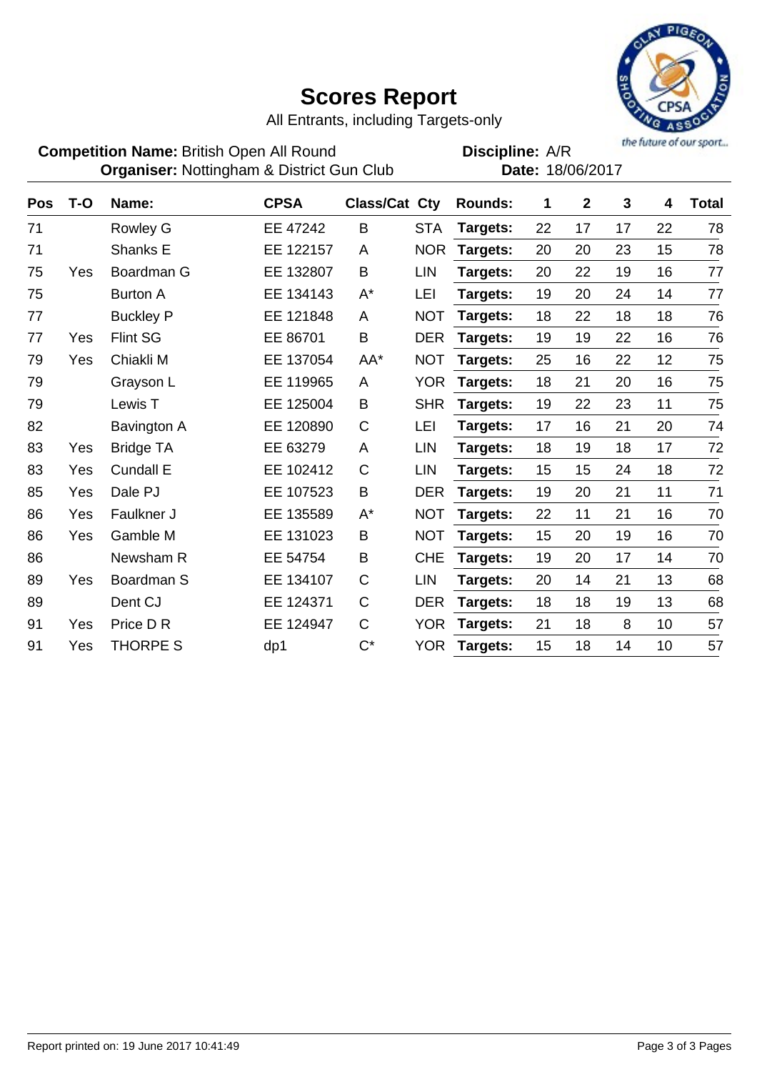# Scores Report

All Entrants, including Targets-only

**Competition Name:** British Open All Round
**Organiser:** Nottingham & District Gun Club

**Discipline:** A/R
**Date:** 18/06/2017

| Pos | T-O | Name: | CPSA | Class/Cat | Cty | Rounds: | 1 | 2 | 3 | 4 | Total |
|---|---|---|---|---|---|---|---|---|---|---|---|
| 71 | | Rowley G | EE 47242 | B | STA | **Targets:** | 22 | 17 | 17 | 22 | 78 |
| 71 | | Shanks E | EE 122157 | A | NOR | **Targets:** | 20 | 20 | 23 | 15 | 78 |
| 75 | Yes | Boardman G | EE 132807 | B | LIN | **Targets:** | 20 | 22 | 19 | 16 | 77 |
| 75 | | Burton A | EE 134143 | A* | LEI | **Targets:** | 19 | 20 | 24 | 14 | 77 |
| 77 | | Buckley P | EE 121848 | A | NOT | **Targets:** | 18 | 22 | 18 | 18 | 76 |
| 77 | Yes | Flint SG | EE 86701 | B | DER | **Targets:** | 19 | 19 | 22 | 16 | 76 |
| 79 | Yes | Chiakli M | EE 137054 | AA* | NOT | **Targets:** | 25 | 16 | 22 | 12 | 75 |
| 79 | | Grayson L | EE 119965 | A | YOR | **Targets:** | 18 | 21 | 20 | 16 | 75 |
| 79 | | Lewis T | EE 125004 | B | SHR | **Targets:** | 19 | 22 | 23 | 11 | 75 |
| 82 | | Bavington A | EE 120890 | C | LEI | **Targets:** | 17 | 16 | 21 | 20 | 74 |
| 83 | Yes | Bridge TA | EE 63279 | A | LIN | **Targets:** | 18 | 19 | 18 | 17 | 72 |
| 83 | Yes | Cundall E | EE 102412 | C | LIN | **Targets:** | 15 | 15 | 24 | 18 | 72 |
| 85 | Yes | Dale PJ | EE 107523 | B | DER | **Targets:** | 19 | 20 | 21 | 11 | 71 |
| 86 | Yes | Faulkner J | EE 135589 | A* | NOT | **Targets:** | 22 | 11 | 21 | 16 | 70 |
| 86 | Yes | Gamble M | EE 131023 | B | NOT | **Targets:** | 15 | 20 | 19 | 16 | 70 |
| 86 | | Newsham R | EE 54754 | B | CHE | **Targets:** | 19 | 20 | 17 | 14 | 70 |
| 89 | Yes | Boardman S | EE 134107 | C | LIN | **Targets:** | 20 | 14 | 21 | 13 | 68 |
| 89 | | Dent CJ | EE 124371 | C | DER | **Targets:** | 18 | 18 | 19 | 13 | 68 |
| 91 | Yes | Price D R | EE 124947 | C | YOR | **Targets:** | 21 | 18 | 8 | 10 | 57 |
| 91 | Yes | THORPE S | dp1 | C* | YOR | **Targets:** | 15 | 18 | 14 | 10 | 57 |

Report printed on: 19 June 2017 10:41:49